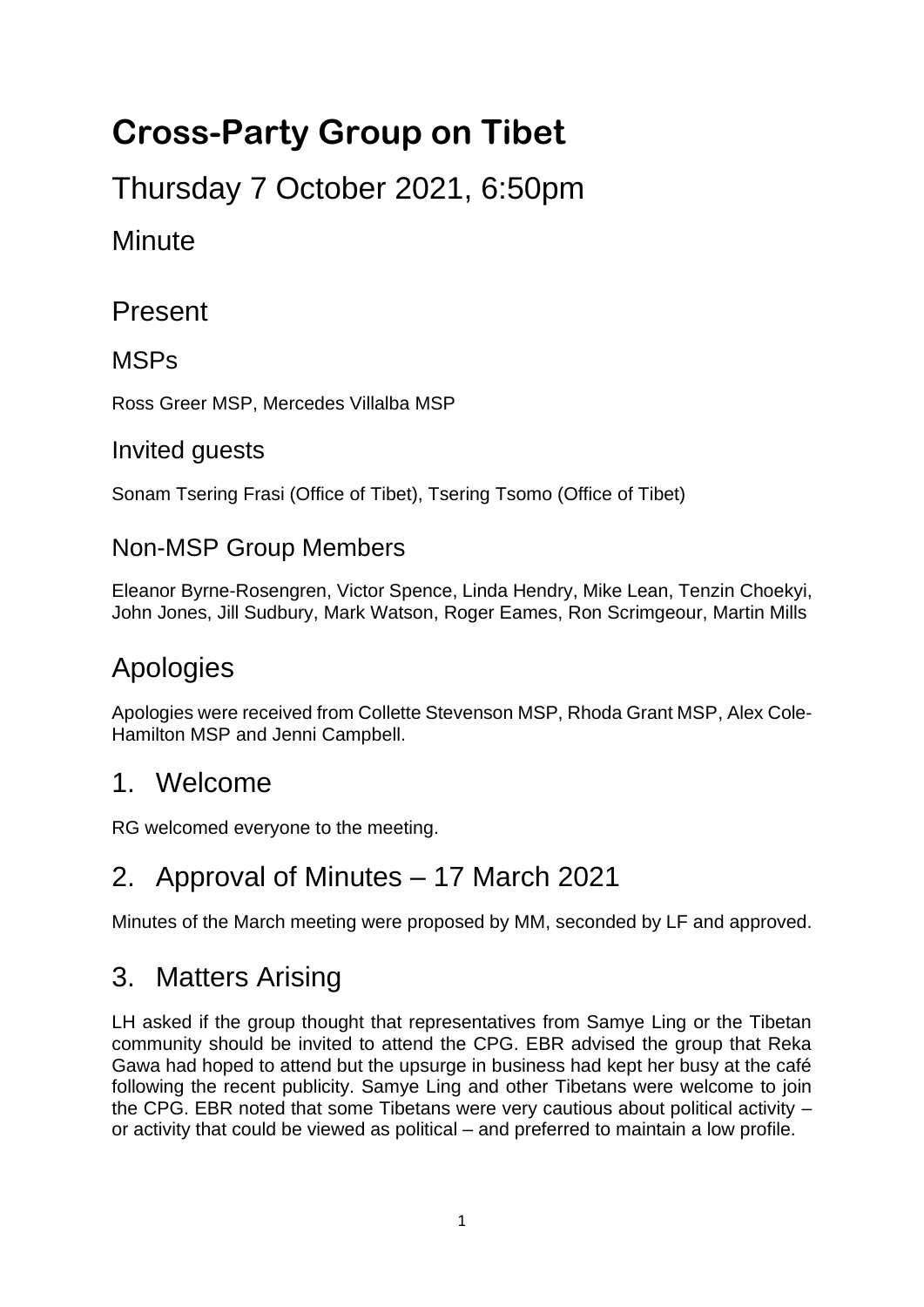# Cross-Party Group on Tibet

## Thursday 7 October 2021, 6:50pm

### Minute

## Present

### MSPs

Ross Greer MSP, Mercedes Villalba MSP

### Invited guests

Sonam Tsering Frasi (Office of Tibet), Tsering Tsomo (Office of Tibet)

### Non-MSP Group Members

Eleanor Byrne-Rosengren, Victor Spence, Linda Hendry, Mike Lean, Tenzin Choekyi, John Jones, Jill Sudbury, Mark Watson, Roger Eames, Ron Scrimgeour, Martin Mills

## Apologies

Apologies were received from Collette Stevenson MSP, Rhoda Grant MSP, Alex Cole-Hamilton MSP and Jenni Campbell.

## 1. Welcome

RG welcomed everyone to the meeting.

## 2. Approval of Minutes – 17 March 2021

Minutes of the March meeting were proposed by MM, seconded by LF and approved.

## 3. Matters Arising

LH asked if the group thought that representatives from Samye Ling or the Tibetan community should be invited to attend the CPG. EBR advised the group that Reka Gawa had hoped to attend but the upsurge in business had kept her busy at the café following the recent publicity. Samye Ling and other Tibetans were welcome to join the CPG. EBR noted that some Tibetans were very cautious about political activity – or activity that could be viewed as political – and preferred to maintain a low profile.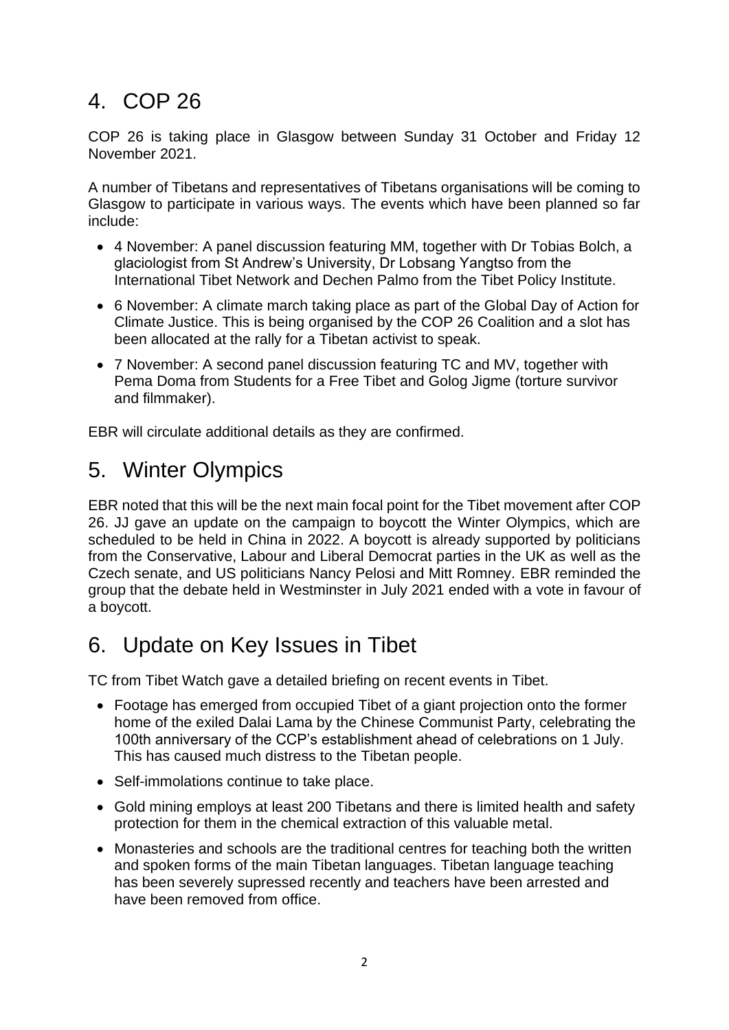# 4. COP 26

COP 26 is taking place in Glasgow between Sunday 31 October and Friday 12 November 2021.

A number of Tibetans and representatives of Tibetans organisations will be coming to Glasgow to participate in various ways. The events which have been planned so far include:

- 4 November: A panel discussion featuring MM, together with Dr Tobias Bolch, a glaciologist from St Andrew's University, Dr Lobsang Yangtso from the International Tibet Network and Dechen Palmo from the Tibet Policy Institute.
- 6 November: A climate march taking place as part of the Global Day of Action for Climate Justice. This is being organised by the COP 26 Coalition and a slot has been allocated at the rally for a Tibetan activist to speak.
- 7 November: A second panel discussion featuring TC and MV, together with Pema Doma from Students for a Free Tibet and Golog Jigme (torture survivor and filmmaker).

EBR will circulate additional details as they are confirmed.

# 5. Winter Olympics

EBR noted that this will be the next main focal point for the Tibet movement after COP 26. JJ gave an update on the campaign to boycott the Winter Olympics, which are scheduled to be held in China in 2022. A boycott is already supported by politicians from the Conservative, Labour and Liberal Democrat parties in the UK as well as the Czech senate, and US politicians Nancy Pelosi and Mitt Romney. EBR reminded the group that the debate held in Westminster in July 2021 ended with a vote in favour of a boycott.

# 6. Update on Key Issues in Tibet

TC from Tibet Watch gave a detailed briefing on recent events in Tibet.

- Footage has emerged from occupied Tibet of a giant projection onto the former home of the exiled Dalai Lama by the Chinese Communist Party, celebrating the 100th anniversary of the CCP's establishment ahead of celebrations on 1 July. This has caused much distress to the Tibetan people.
- Self-immolations continue to take place.
- Gold mining employs at least 200 Tibetans and there is limited health and safety protection for them in the chemical extraction of this valuable metal.
- Monasteries and schools are the traditional centres for teaching both the written and spoken forms of the main Tibetan languages. Tibetan language teaching has been severely supressed recently and teachers have been arrested and have been removed from office.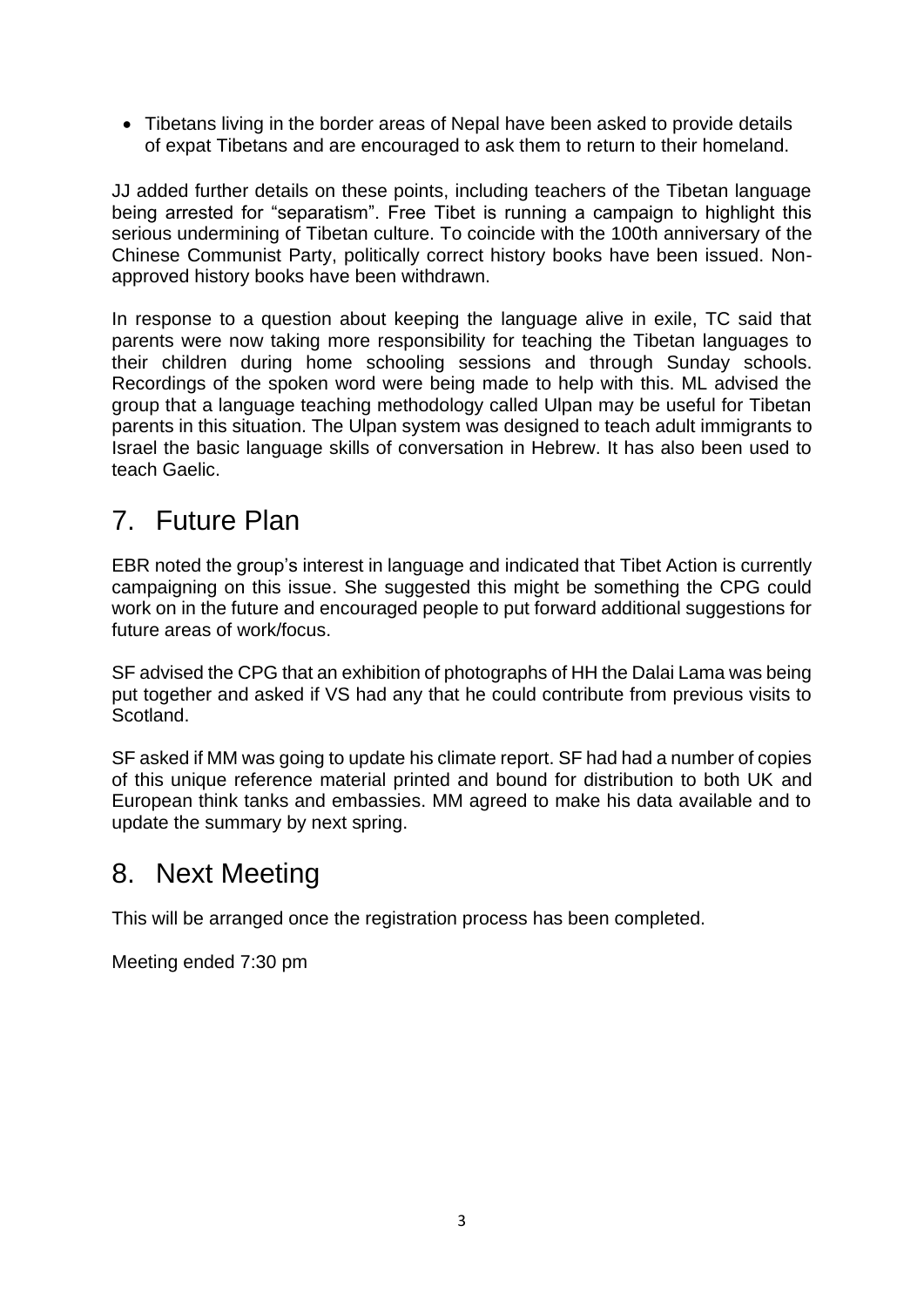- Tibetans living in the border areas of Nepal have been asked to provide details of expat Tibetans and are encouraged to ask them to return to their homeland.

JJ added further details on these points, including teachers of the Tibetan language being arrested for "separatism". Free Tibet is running a campaign to highlight this serious undermining of Tibetan culture. To coincide with the 100th anniversary of the Chinese Communist Party, politically correct history books have been issued. Non-approved history books have been withdrawn.

In response to a question about keeping the language alive in exile, TC said that parents were now taking more responsibility for teaching the Tibetan languages to their children during home schooling sessions and through Sunday schools. Recordings of the spoken word were being made to help with this. ML advised the group that a language teaching methodology called Ulpan may be useful for Tibetan parents in this situation. The Ulpan system was designed to teach adult immigrants to Israel the basic language skills of conversation in Hebrew. It has also been used to teach Gaelic.

# 7. Future Plan

EBR noted the group's interest in language and indicated that Tibet Action is currently campaigning on this issue. She suggested this might be something the CPG could work on in the future and encouraged people to put forward additional suggestions for future areas of work/focus.

SF advised the CPG that an exhibition of photographs of HH the Dalai Lama was being put together and asked if VS had any that he could contribute from previous visits to Scotland.

SF asked if MM was going to update his climate report. SF had had a number of copies of this unique reference material printed and bound for distribution to both UK and European think tanks and embassies. MM agreed to make his data available and to update the summary by next spring.

# 8. Next Meeting

This will be arranged once the registration process has been completed.

Meeting ended 7:30 pm